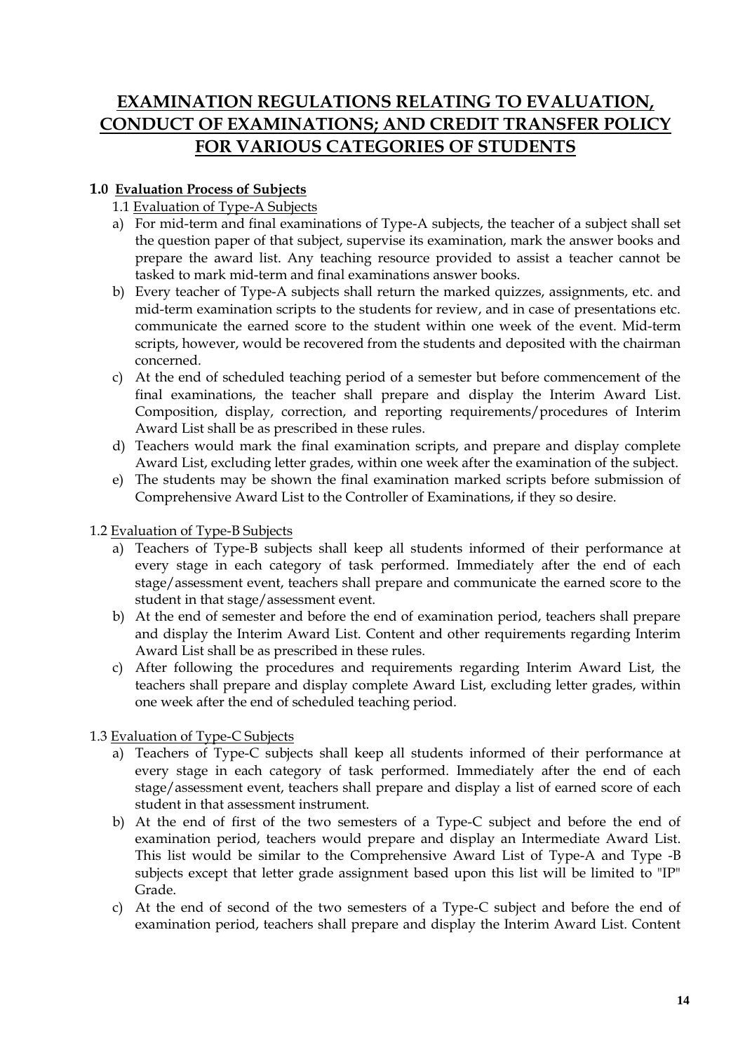# EXAMINATION REGULATIONS RELATING TO EVALUATION, CONDUCT OF EXAMINATIONS; AND CREDIT TRANSFER POLICY FOR VARIOUS CATEGORIES OF STUDENTS

## 1.0 Evaluation Process of Subjects

### 1.1 Evaluation of Type-A Subjects

a) For mid-term and final examinations of Type-A subjects, the teacher of a subject shall set the question paper of that subject, supervise its examination, mark the answer books and prepare the award list. Any teaching resource provided to assist a teacher cannot be tasked to mark mid-term and final examinations answer books.

b) Every teacher of Type-A subjects shall return the marked quizzes, assignments, etc. and mid-term examination scripts to the students for review, and in case of presentations etc. communicate the earned score to the student within one week of the event. Mid-term scripts, however, would be recovered from the students and deposited with the chairman concerned.

c) At the end of scheduled teaching period of a semester but before commencement of the final examinations, the teacher shall prepare and display the Interim Award List. Composition, display, correction, and reporting requirements/procedures of Interim Award List shall be as prescribed in these rules.

d) Teachers would mark the final examination scripts, and prepare and display complete Award List, excluding letter grades, within one week after the examination of the subject.

e) The students may be shown the final examination marked scripts before submission of Comprehensive Award List to the Controller of Examinations, if they so desire.

### 1.2 Evaluation of Type-B Subjects

a) Teachers of Type-B subjects shall keep all students informed of their performance at every stage in each category of task performed. Immediately after the end of each stage/assessment event, teachers shall prepare and communicate the earned score to the student in that stage/assessment event.

b) At the end of semester and before the end of examination period, teachers shall prepare and display the Interim Award List. Content and other requirements regarding Interim Award List shall be as prescribed in these rules.

c) After following the procedures and requirements regarding Interim Award List, the teachers shall prepare and display complete Award List, excluding letter grades, within one week after the end of scheduled teaching period.

### 1.3 Evaluation of Type-C Subjects

a) Teachers of Type-C subjects shall keep all students informed of their performance at every stage in each category of task performed. Immediately after the end of each stage/assessment event, teachers shall prepare and display a list of earned score of each student in that assessment instrument.

b) At the end of first of the two semesters of a Type-C subject and before the end of examination period, teachers would prepare and display an Intermediate Award List. This list would be similar to the Comprehensive Award List of Type-A and Type -B subjects except that letter grade assignment based upon this list will be limited to "IP" Grade.

c) At the end of second of the two semesters of a Type-C subject and before the end of examination period, teachers shall prepare and display the Interim Award List. Content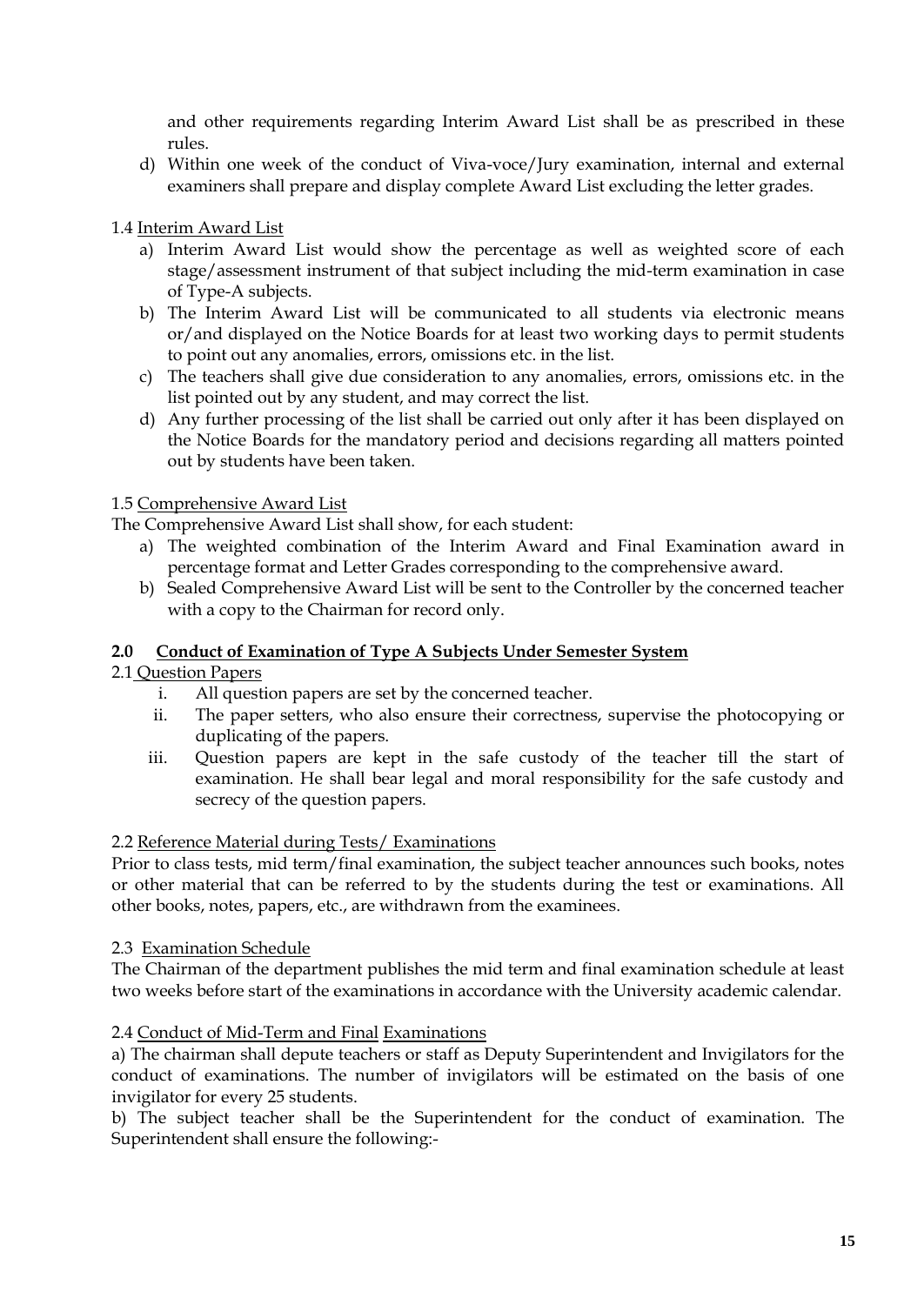and other requirements regarding Interim Award List shall be as prescribed in these rules.

d) Within one week of the conduct of Viva-voce/Jury examination, internal and external examiners shall prepare and display complete Award List excluding the letter grades.

1.4 Interim Award List

a) Interim Award List would show the percentage as well as weighted score of each stage/assessment instrument of that subject including the mid-term examination in case of Type-A subjects.
b) The Interim Award List will be communicated to all students via electronic means or/and displayed on the Notice Boards for at least two working days to permit students to point out any anomalies, errors, omissions etc. in the list.
c) The teachers shall give due consideration to any anomalies, errors, omissions etc. in the list pointed out by any student, and may correct the list.
d) Any further processing of the list shall be carried out only after it has been displayed on the Notice Boards for the mandatory period and decisions regarding all matters pointed out by students have been taken.

1.5 Comprehensive Award List

The Comprehensive Award List shall show, for each student:

a) The weighted combination of the Interim Award and Final Examination award in percentage format and Letter Grades corresponding to the comprehensive award.
b) Sealed Comprehensive Award List will be sent to the Controller by the concerned teacher with a copy to the Chairman for record only.

## 2.0 Conduct of Examination of Type A Subjects Under Semester System

2.1 Question Papers

i. All question papers are set by the concerned teacher.
ii. The paper setters, who also ensure their correctness, supervise the photocopying or duplicating of the papers.
iii. Question papers are kept in the safe custody of the teacher till the start of examination. He shall bear legal and moral responsibility for the safe custody and secrecy of the question papers.

2.2 Reference Material during Tests/ Examinations

Prior to class tests, mid term/final examination, the subject teacher announces such books, notes or other material that can be referred to by the students during the test or examinations. All other books, notes, papers, etc., are withdrawn from the examinees.

2.3 Examination Schedule

The Chairman of the department publishes the mid term and final examination schedule at least two weeks before start of the examinations in accordance with the University academic calendar.

2.4 Conduct of Mid-Term and Final Examinations

a) The chairman shall depute teachers or staff as Deputy Superintendent and Invigilators for the conduct of examinations. The number of invigilators will be estimated on the basis of one invigilator for every 25 students.

b) The subject teacher shall be the Superintendent for the conduct of examination. The Superintendent shall ensure the following:-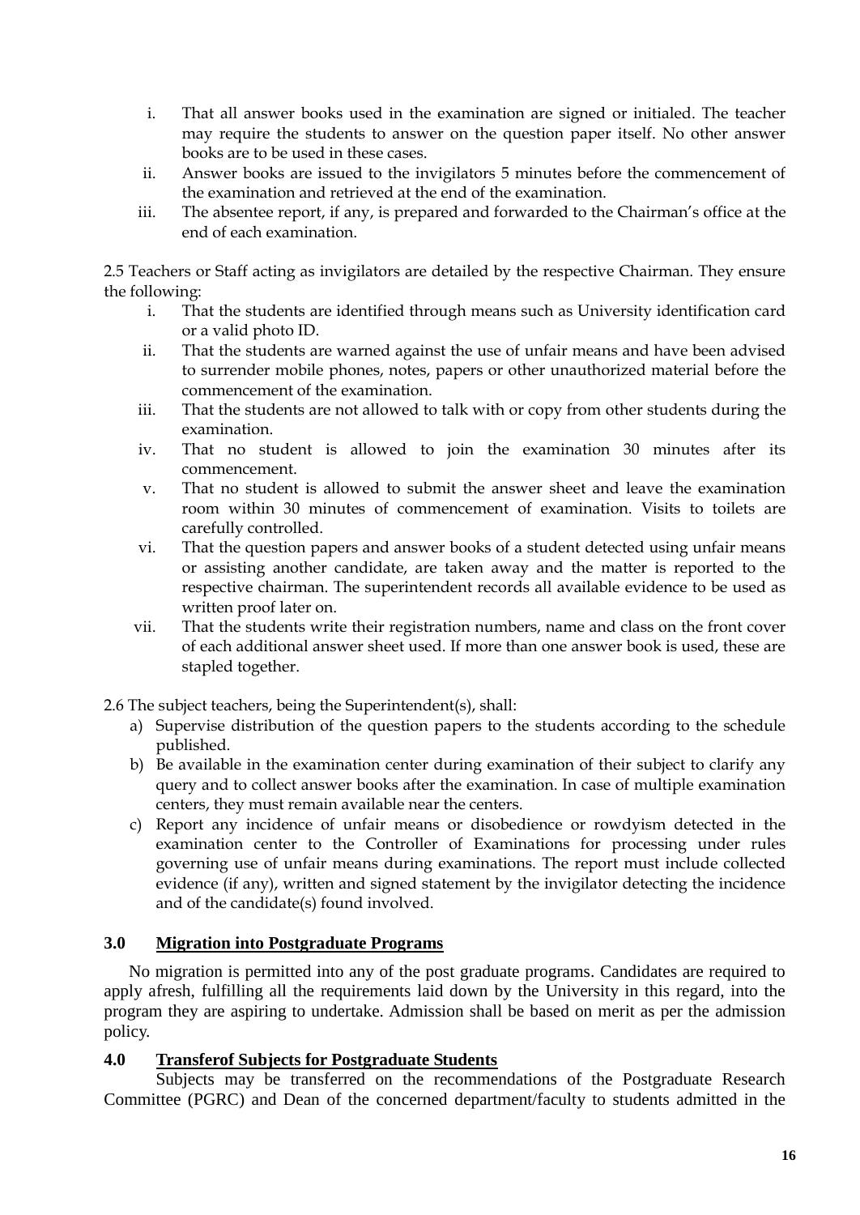i. That all answer books used in the examination are signed or initialed. The teacher may require the students to answer on the question paper itself. No other answer books are to be used in these cases.
ii. Answer books are issued to the invigilators 5 minutes before the commencement of the examination and retrieved at the end of the examination.
iii. The absentee report, if any, is prepared and forwarded to the Chairman's office at the end of each examination.

2.5 Teachers or Staff acting as invigilators are detailed by the respective Chairman. They ensure the following:

i. That the students are identified through means such as University identification card or a valid photo ID.
ii. That the students are warned against the use of unfair means and have been advised to surrender mobile phones, notes, papers or other unauthorized material before the commencement of the examination.
iii. That the students are not allowed to talk with or copy from other students during the examination.
iv. That no student is allowed to join the examination 30 minutes after its commencement.
v. That no student is allowed to submit the answer sheet and leave the examination room within 30 minutes of commencement of examination. Visits to toilets are carefully controlled.
vi. That the question papers and answer books of a student detected using unfair means or assisting another candidate, are taken away and the matter is reported to the respective chairman. The superintendent records all available evidence to be used as written proof later on.
vii. That the students write their registration numbers, name and class on the front cover of each additional answer sheet used. If more than one answer book is used, these are stapled together.

2.6 The subject teachers, being the Superintendent(s), shall:

a) Supervise distribution of the question papers to the students according to the schedule published.
b) Be available in the examination center during examination of their subject to clarify any query and to collect answer books after the examination. In case of multiple examination centers, they must remain available near the centers.
c) Report any incidence of unfair means or disobedience or rowdyism detected in the examination center to the Controller of Examinations for processing under rules governing use of unfair means during examinations. The report must include collected evidence (if any), written and signed statement by the invigilator detecting the incidence and of the candidate(s) found involved.

## 3.0 Migration into Postgraduate Programs

No migration is permitted into any of the post graduate programs. Candidates are required to apply afresh, fulfilling all the requirements laid down by the University in this regard, into the program they are aspiring to undertake. Admission shall be based on merit as per the admission policy.

## 4.0 Transferof Subjects for Postgraduate Students

Subjects may be transferred on the recommendations of the Postgraduate Research Committee (PGRC) and Dean of the concerned department/faculty to students admitted in the